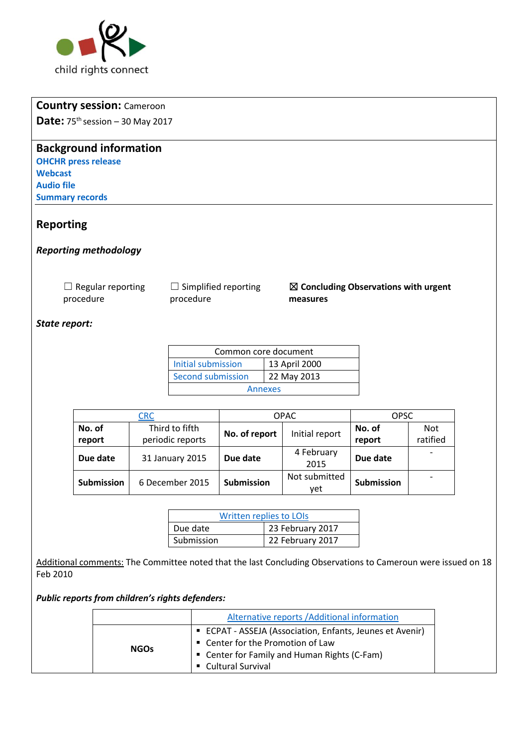child rights connect

**Country session:** Cameroon

**Date:** 75th session – 30 May 2017

## Background information

**OHCHR press release**
**Webcast**
**Audio file**
**Summary records**

## Reporting

### *Reporting methodology*

☐ Regular reporting procedure ☐ Simplified reporting procedure ☒ **Concluding Observations with urgent measures**

***State report:***

| Common core document | |
|---|---|
| Initial submission | 13 April 2000 |
| Second submission | 22 May 2013 |
| Annexes | |

| CRC | | OPAC | | OPSC | |
|---|---|---|---|---|---|
| **No. of report** | Third to fifth periodic reports | **No. of report** | Initial report | **No. of report** | Not ratified |
| **Due date** | 31 January 2015 | **Due date** | 4 February 2015 | **Due date** | - |
| **Submission** | 6 December 2015 | **Submission** | Not submitted yet | **Submission** | - |

| Written replies to LOIs | |
|---|---|
| Due date | 23 February 2017 |
| Submission | 22 February 2017 |

Additional comments: The Committee noted that the last Concluding Observations to Cameroun were issued on 18 Feb 2010

***Public reports from children's rights defenders:***

| | Alternative reports /Additional information |
|---|---|
| **NGOs** | ▪ ECPAT - ASSEJA (Association, Enfants, Jeunes et Avenir)<br>▪ Center for the Promotion of Law<br>▪ Center for Family and Human Rights (C-Fam)<br>▪ Cultural Survival |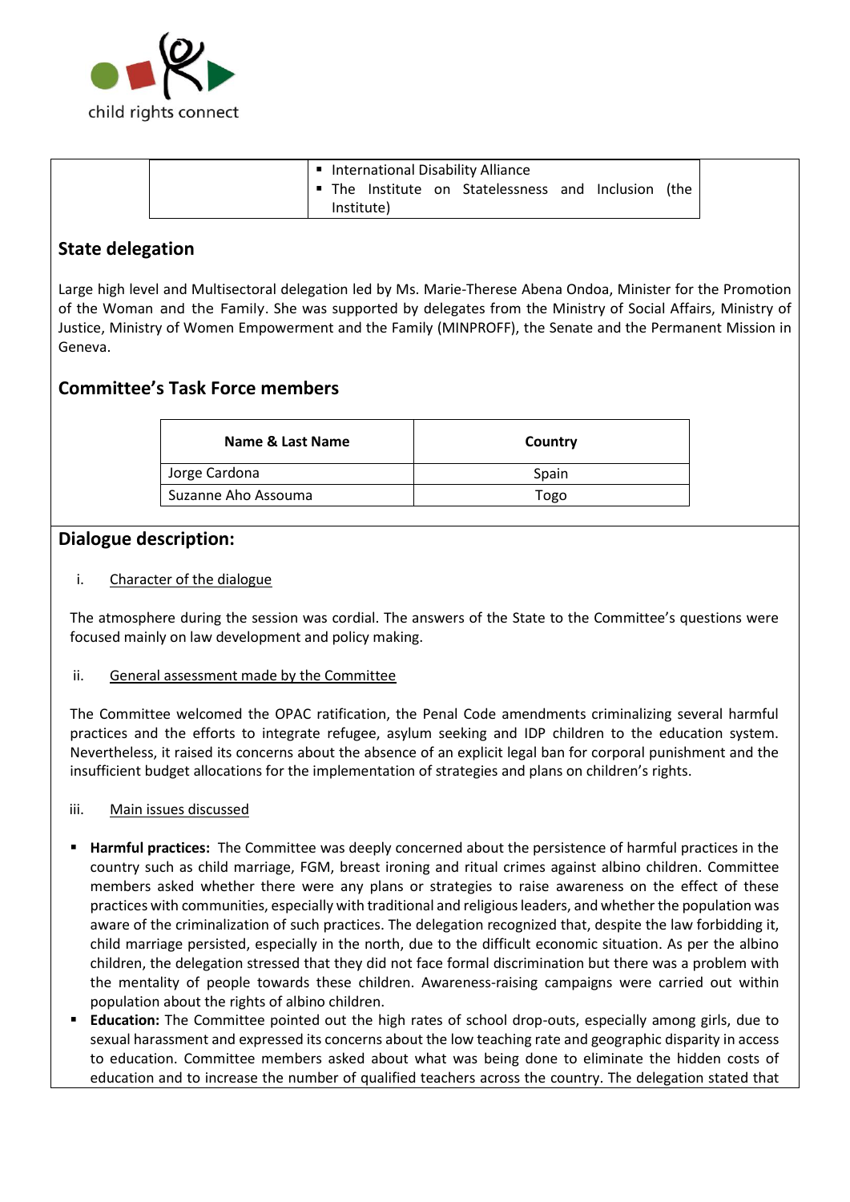| | |
|---|---|
| | ▪ International Disability Alliance<br>▪ The Institute on Statelessness and Inclusion (the Institute) |

## State delegation

Large high level and Multisectoral delegation led by Ms. Marie-Therese Abena Ondoa, Minister for the Promotion of the Woman and the Family. She was supported by delegates from the Ministry of Social Affairs, Ministry of Justice, Ministry of Women Empowerment and the Family (MINPROFF), the Senate and the Permanent Mission in Geneva.

## Committee's Task Force members

| Name & Last Name | Country |
|---|---|
| Jorge Cardona | Spain |
| Suzanne Aho Assouma | Togo |

## Dialogue description:

i. Character of the dialogue

The atmosphere during the session was cordial. The answers of the State to the Committee's questions were focused mainly on law development and policy making.

ii. General assessment made by the Committee

The Committee welcomed the OPAC ratification, the Penal Code amendments criminalizing several harmful practices and the efforts to integrate refugee, asylum seeking and IDP children to the education system. Nevertheless, it raised its concerns about the absence of an explicit legal ban for corporal punishment and the insufficient budget allocations for the implementation of strategies and plans on children's rights.

iii. Main issues discussed

- **Harmful practices:** The Committee was deeply concerned about the persistence of harmful practices in the country such as child marriage, FGM, breast ironing and ritual crimes against albino children. Committee members asked whether there were any plans or strategies to raise awareness on the effect of these practices with communities, especially with traditional and religious leaders, and whether the population was aware of the criminalization of such practices. The delegation recognized that, despite the law forbidding it, child marriage persisted, especially in the north, due to the difficult economic situation. As per the albino children, the delegation stressed that they did not face formal discrimination but there was a problem with the mentality of people towards these children. Awareness-raising campaigns were carried out within population about the rights of albino children.
- **Education:** The Committee pointed out the high rates of school drop-outs, especially among girls, due to sexual harassment and expressed its concerns about the low teaching rate and geographic disparity in access to education. Committee members asked about what was being done to eliminate the hidden costs of education and to increase the number of qualified teachers across the country. The delegation stated that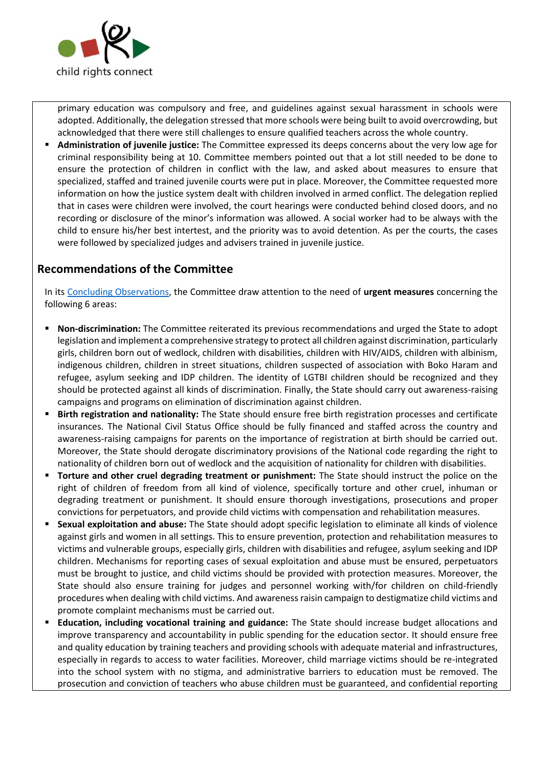primary education was compulsory and free, and guidelines against sexual harassment in schools were adopted. Additionally, the delegation stressed that more schools were being built to avoid overcrowding, but acknowledged that there were still challenges to ensure qualified teachers across the whole country.

- **Administration of juvenile justice:** The Committee expressed its deeps concerns about the very low age for criminal responsibility being at 10. Committee members pointed out that a lot still needed to be done to ensure the protection of children in conflict with the law, and asked about measures to ensure that specialized, staffed and trained juvenile courts were put in place. Moreover, the Committee requested more information on how the justice system dealt with children involved in armed conflict. The delegation replied that in cases were children were involved, the court hearings were conducted behind closed doors, and no recording or disclosure of the minor's information was allowed. A social worker had to be always with the child to ensure his/her best intertest, and the priority was to avoid detention. As per the courts, the cases were followed by specialized judges and advisers trained in juvenile justice.

## Recommendations of the Committee

In its Concluding Observations, the Committee draw attention to the need of **urgent measures** concerning the following 6 areas:

- **Non-discrimination:** The Committee reiterated its previous recommendations and urged the State to adopt legislation and implement a comprehensive strategy to protect all children against discrimination, particularly girls, children born out of wedlock, children with disabilities, children with HIV/AIDS, children with albinism, indigenous children, children in street situations, children suspected of association with Boko Haram and refugee, asylum seeking and IDP children. The identity of LGTBI children should be recognized and they should be protected against all kinds of discrimination. Finally, the State should carry out awareness-raising campaigns and programs on elimination of discrimination against children.
- **Birth registration and nationality:** The State should ensure free birth registration processes and certificate insurances. The National Civil Status Office should be fully financed and staffed across the country and awareness-raising campaigns for parents on the importance of registration at birth should be carried out. Moreover, the State should derogate discriminatory provisions of the National code regarding the right to nationality of children born out of wedlock and the acquisition of nationality for children with disabilities.
- **Torture and other cruel degrading treatment or punishment:** The State should instruct the police on the right of children of freedom from all kind of violence, specifically torture and other cruel, inhuman or degrading treatment or punishment. It should ensure thorough investigations, prosecutions and proper convictions for perpetuators, and provide child victims with compensation and rehabilitation measures.
- **Sexual exploitation and abuse:** The State should adopt specific legislation to eliminate all kinds of violence against girls and women in all settings. This to ensure prevention, protection and rehabilitation measures to victims and vulnerable groups, especially girls, children with disabilities and refugee, asylum seeking and IDP children. Mechanisms for reporting cases of sexual exploitation and abuse must be ensured, perpetuators must be brought to justice, and child victims should be provided with protection measures. Moreover, the State should also ensure training for judges and personnel working with/for children on child-friendly procedures when dealing with child victims. And awareness raisin campaign to destigmatize child victims and promote complaint mechanisms must be carried out.
- **Education, including vocational training and guidance:** The State should increase budget allocations and improve transparency and accountability in public spending for the education sector. It should ensure free and quality education by training teachers and providing schools with adequate material and infrastructures, especially in regards to access to water facilities. Moreover, child marriage victims should be re-integrated into the school system with no stigma, and administrative barriers to education must be removed. The prosecution and conviction of teachers who abuse children must be guaranteed, and confidential reporting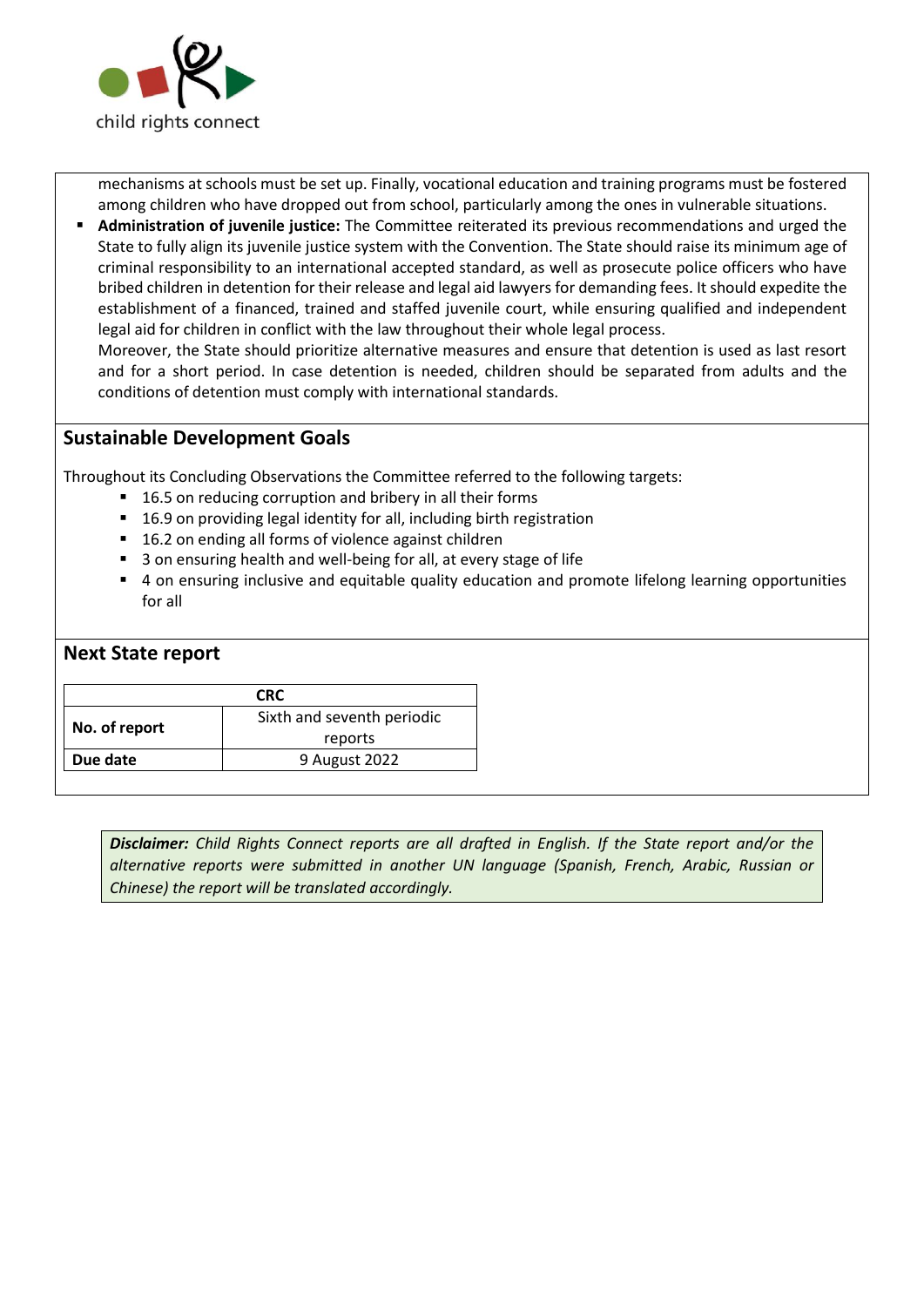mechanisms at schools must be set up. Finally, vocational education and training programs must be fostered among children who have dropped out from school, particularly among the ones in vulnerable situations.

- **Administration of juvenile justice:** The Committee reiterated its previous recommendations and urged the State to fully align its juvenile justice system with the Convention. The State should raise its minimum age of criminal responsibility to an international accepted standard, as well as prosecute police officers who have bribed children in detention for their release and legal aid lawyers for demanding fees. It should expedite the establishment of a financed, trained and staffed juvenile court, while ensuring qualified and independent legal aid for children in conflict with the law throughout their whole legal process.
  Moreover, the State should prioritize alternative measures and ensure that detention is used as last resort and for a short period. In case detention is needed, children should be separated from adults and the conditions of detention must comply with international standards.

## Sustainable Development Goals

Throughout its Concluding Observations the Committee referred to the following targets:

- 16.5 on reducing corruption and bribery in all their forms
- 16.9 on providing legal identity for all, including birth registration
- 16.2 on ending all forms of violence against children
- 3 on ensuring health and well-being for all, at every stage of life
- 4 on ensuring inclusive and equitable quality education and promote lifelong learning opportunities for all

## Next State report

| CRC | |
|---|---|
| **No. of report** | Sixth and seventh periodic reports |
| **Due date** | 9 August 2022 |

***Disclaimer:*** *Child Rights Connect reports are all drafted in English. If the State report and/or the alternative reports were submitted in another UN language (Spanish, French, Arabic, Russian or Chinese) the report will be translated accordingly.*